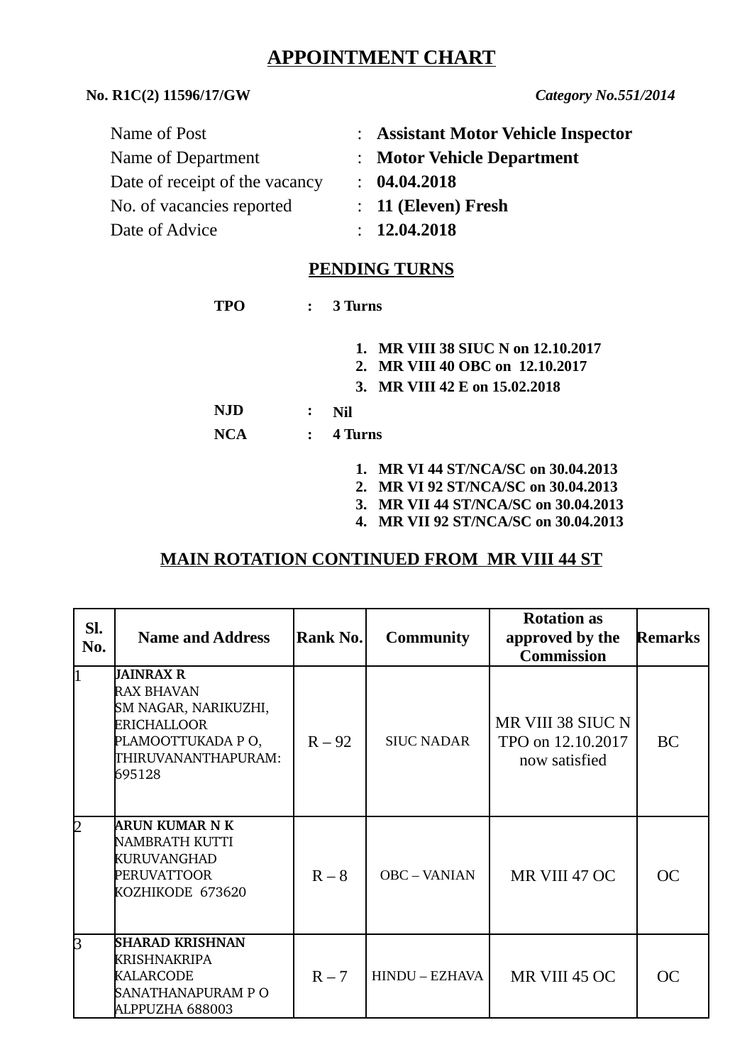# APPOINTMENT CHART

**No. R1C(2) 11596/17/GW** *Category No.551/2014*

Name of Post : **Assistant Motor Vehicle Inspector**
Name of Department : **Motor Vehicle Department**
Date of receipt of the vacancy : **04.04.2018**
No. of vacancies reported : **11 (Eleven) Fresh**
Date of Advice : **12.04.2018**

## PENDING TURNS

**TPO : 3 Turns**

1. **MR VIII 38 SIUC N on 12.10.2017**
2. **MR VIII 40 OBC on 12.10.2017**
3. **MR VIII 42 E on 15.02.2018**

**NJD : Nil**

**NCA : 4 Turns**

1. **MR VI 44 ST/NCA/SC on 30.04.2013**
2. **MR VI 92 ST/NCA/SC on 30.04.2013**
3. **MR VII 44 ST/NCA/SC on 30.04.2013**
4. **MR VII 92 ST/NCA/SC on 30.04.2013**

## MAIN ROTATION CONTINUED FROM MR VIII 44 ST

| Sl. No. | Name and Address | Rank No. | Community | Rotation as approved by the Commission | Remarks |
|---|---|---|---|---|---|
| 1 | **JAINRAX R** RAX BHAVAN SM NAGAR, NARIKUZHI, ERICHALLOOR PLAMOOTTUKADA P O, THIRUVANANTHAPURAM: 695128 | R – 92 | SIUC NADAR | MR VIII 38 SIUC N TPO on 12.10.2017 now satisfied | BC |
| 2 | **ARUN KUMAR N K** NAMBRATH KUTTI KURUVANGHAD PERUVATTOOR KOZHIKODE 673620 | R – 8 | OBC – VANIAN | MR VIII 47 OC | OC |
| 3 | **SHARAD KRISHNAN** KRISHNAKRIPA KALARCODE SANATHANAPURAM P O ALPPUZHA 688003 | R – 7 | HINDU – EZHAVA | MR VIII 45 OC | OC |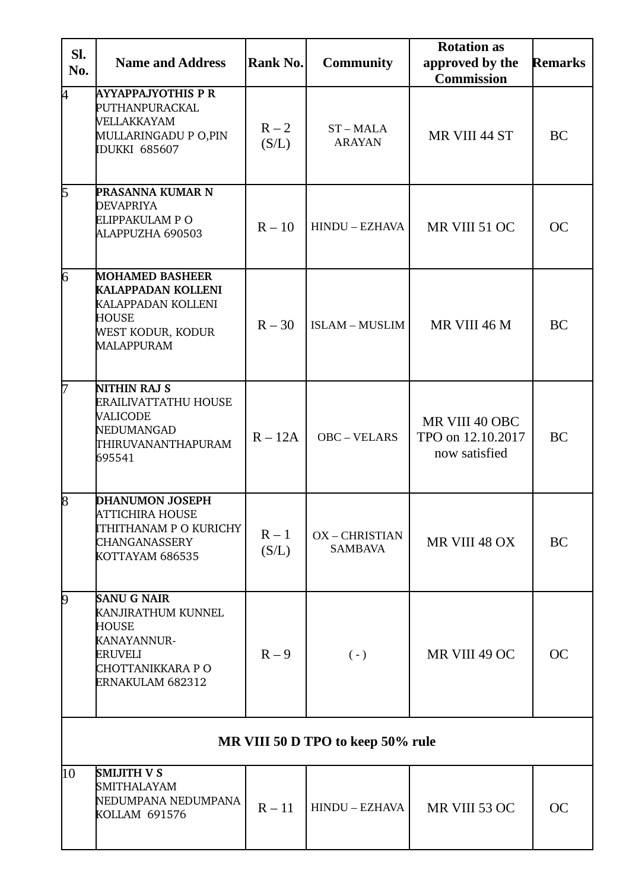| Sl. No. | Name and Address | Rank No. | Community | Rotation as approved by the Commission | Remarks |
|---|---|---|---|---|---|
| 4 | **AYYAPPAJYOTHIS P R** PUTHANPURACKAL VELLAKKAYAM MULLARINGADU P O,PIN IDUKKI 685607 | R – 2 (S/L) | ST – MALA ARAYAN | MR VIII 44 ST | BC |
| 5 | **PRASANNA KUMAR N** DEVAPRIYA ELIPPAKULAM P O ALAPPUZHA 690503 | R – 10 | HINDU – EZHAVA | MR VIII 51 OC | OC |
| 6 | **MOHAMED BASHEER KALAPPADAN KOLLENI** KALAPPADAN KOLLENI HOUSE WEST KODUR, KODUR MALAPPURAM | R – 30 | ISLAM – MUSLIM | MR VIII 46 M | BC |
| 7 | **NITHIN RAJ S** ERAILIVATTATHU HOUSE VALICODE NEDUMANGAD THIRUVANANTHAPURAM 695541 | R – 12A | OBC – VELARS | MR VIII 40 OBC TPO on 12.10.2017 now satisfied | BC |
| 8 | **DHANUMON JOSEPH** ATTICHIRA HOUSE ITHITHANAM P O KURICHY CHANGANASSERY KOTTAYAM 686535 | R – 1 (S/L) | OX – CHRISTIAN SAMBAVA | MR VIII 48 OX | BC |
| 9 | **SANU G NAIR** KANJIRATHUM KUNNEL HOUSE KANAYANNUR- ERUVELI CHOTTANIKKARA P O ERNAKULAM 682312 | R – 9 | ( - ) | MR VIII 49 OC | OC |
| **MR VIII 50 D TPO to keep 50% rule** | | | | | |
| 10 | **SMIJITH V S** SMITHALAYAM NEDUMPANA NEDUMPANA KOLLAM 691576 | R – 11 | HINDU – EZHAVA | MR VIII 53 OC | OC |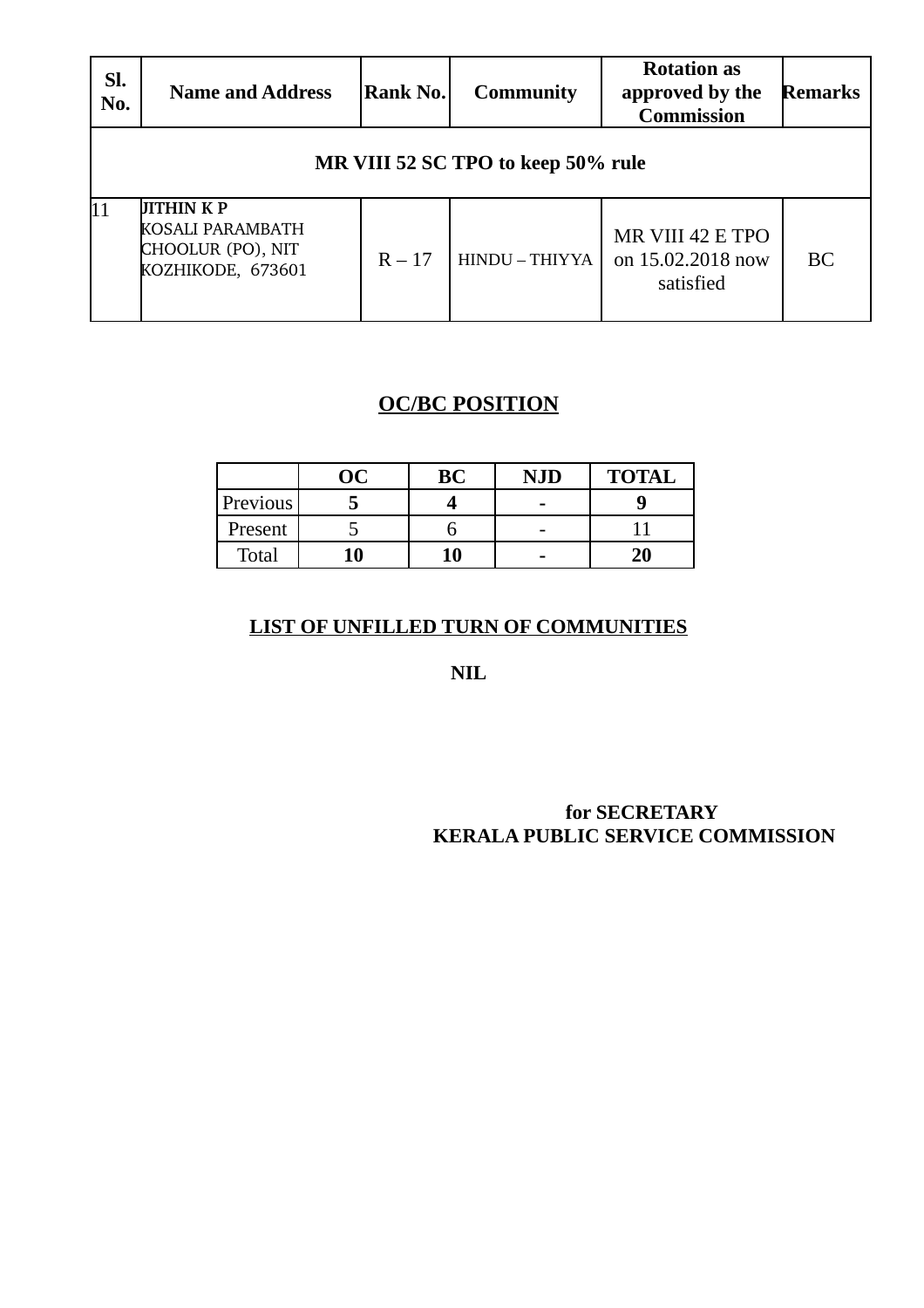| Sl. No. | Name and Address | Rank No. | Community | Rotation as approved by the Commission | Remarks |
|---|---|---|---|---|---|
| **MR VIII 52 SC TPO to keep 50% rule** | | | | | |
| 11 | **JITHIN K P** KOSALI PARAMBATH CHOOLUR (PO), NIT KOZHIKODE, 673601 | R – 17 | HINDU – THIYYA | MR VIII 42 E TPO on 15.02.2018 now satisfied | BC |

## OC/BC POSITION

| | OC | BC | NJD | TOTAL |
|---|---|---|---|---|
| Previous | **5** | **4** | **-** | **9** |
| Present | 5 | 6 | - | 11 |
| Total | **10** | **10** | **-** | **20** |

## LIST OF UNFILLED TURN OF COMMUNITIES

**NIL**

**for SECRETARY**
**KERALA PUBLIC SERVICE COMMISSION**